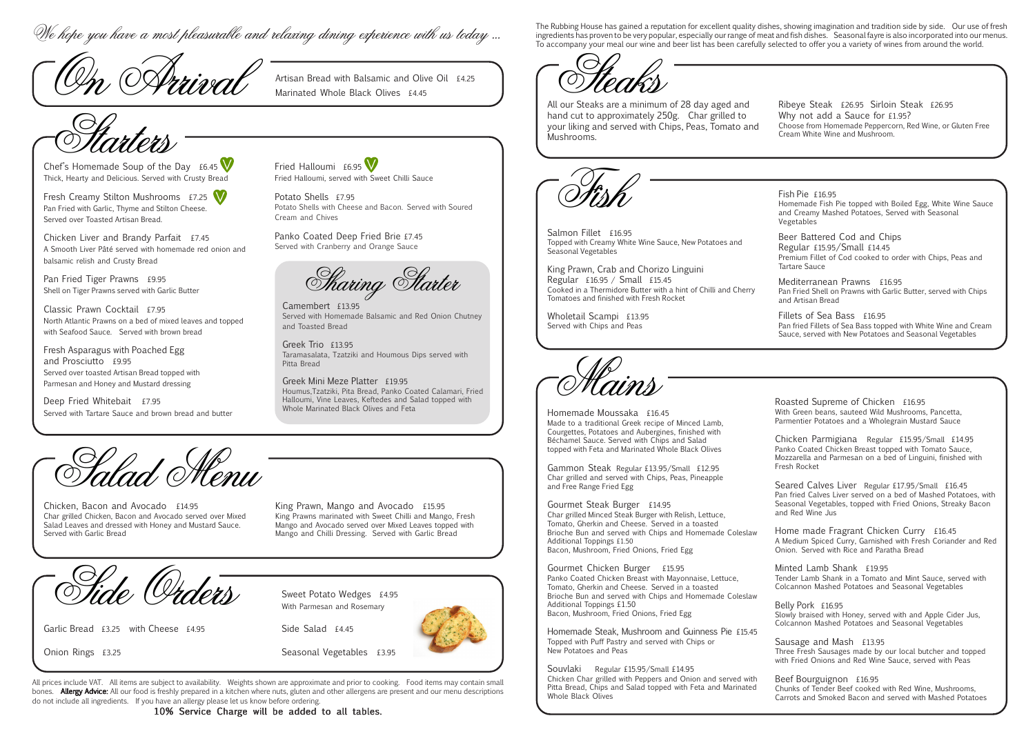*We hope you have a most pleasurable and relaxing dining experience with us today ...*

## On Arrival

Artisan Bread with Balsamic and Olive Oil £4.25

Marinated Whole Black Olives £4.45

## Starters

Chef's Homemade Soup of the Day £6.45 V
Thick, Hearty and Delicious. Served with Crusty Bread

Fresh Creamy Stilton Mushrooms £7.25 V
Pan Fried with Garlic, Thyme and Stilton Cheese. Served over Toasted Artisan Bread.

Chicken Liver and Brandy Parfait £7.45
A Smooth Liver Pâté served with homemade red onion and balsamic relish and Crusty Bread

Pan Fried Tiger Prawns £9.95
Shell on Tiger Prawns served with Garlic Butter

Classic Prawn Cocktail £7.95
North Atlantic Prawns on a bed of mixed leaves and topped with Seafood Sauce. Served with brown bread

Fresh Asparagus with Poached Egg and Prosciutto £9.95
Served over toasted Artisan Bread topped with Parmesan and Honey and Mustard dressing

Deep Fried Whitebait £7.95
Served with Tartare Sauce and brown bread and butter

Fried Halloumi £6.95 V
Fried Halloumi, served with Sweet Chilli Sauce

Potato Shells £7.95
Potato Shells with Cheese and Bacon. Served with Soured Cream and Chives

Panko Coated Deep Fried Brie £7.45
Served with Cranberry and Orange Sauce

### Sharing Starter

Camembert £13.95
Served with Homemade Balsamic and Red Onion Chutney and Toasted Bread

Greek Trio £13.95
Taramasalata, Tzatziki and Houmous Dips served with Pitta Bread

Greek Mini Meze Platter £19.95
Houmus,Tzatziki, Pita Bread, Panko Coated Calamari, Fried Halloumi, Vine Leaves, Keftedes and Salad topped with Whole Marinated Black Olives and Feta

## Salad Menu

Chicken, Bacon and Avocado £14.95
Char grilled Chicken, Bacon and Avocado served over Mixed Salad Leaves and dressed with Honey and Mustard Sauce. Served with Garlic Bread

King Prawn, Mango and Avocado £15.95
King Prawns marinated with Sweet Chilli and Mango, Fresh Mango and Avocado served over Mixed Leaves topped with Mango and Chilli Dressing. Served with Garlic Bread

## Side Orders

Garlic Bread £3.25 with Cheese £4.95

Onion Rings £3.25

Sweet Potato Wedges £4.95
With Parmesan and Rosemary

Side Salad £4.45

Seasonal Vegetables £3.95

All prices include VAT. All items are subject to availability. Weights shown are approximate and prior to cooking. Food items may contain small bones. **Allergy Advice:** All our food is freshly prepared in a kitchen where nuts, gluten and other allergens are present and our menu descriptions do not include all ingredients. If you have an allergy please let us know before ordering.

**10% Service Charge will be added to all tables.**

The Rubbing House has gained a reputation for excellent quality dishes, showing imagination and tradition side by side. Our use of fresh ingredients has proven to be very popular, especially our range of meat and fish dishes. Seasonal fayre is also incorporated into our menus. To accompany your meal our wine and beer list has been carefully selected to offer you a variety of wines from around the world.

## Steaks

All our Steaks are a minimum of 28 day aged and hand cut to approximately 250g. Char grilled to your liking and served with Chips, Peas, Tomato and Mushrooms.

Ribeye Steak £26.95 Sirloin Steak £26.95
Why not add a Sauce for £1.95?
Choose from Homemade Peppercorn, Red Wine, or Gluten Free Cream White Wine and Mushroom.

## Fish

Salmon Fillet £16.95
Topped with Creamy White Wine Sauce, New Potatoes and Seasonal Vegetables

King Prawn, Crab and Chorizo Linguini
Regular £16.95 / Small £15.45
Cooked in a Thermidore Butter with a hint of Chilli and Cherry Tomatoes and finished with Fresh Rocket

Wholetail Scampi £13.95
Served with Chips and Peas

Fish Pie £16.95
Homemade Fish Pie topped with Boiled Egg, White Wine Sauce and Creamy Mashed Potatoes, Served with Seasonal Vegetables

Beer Battered Cod and Chips
Regular £15.95/Small £14.45
Premium Fillet of Cod cooked to order with Chips, Peas and Tartare Sauce

Mediterranean Prawns £16.95
Pan Fried Shell on Prawns with Garlic Butter, served with Chips and Artisan Bread

Fillets of Sea Bass £16.95
Pan fried Fillets of Sea Bass topped with White Wine and Cream Sauce, served with New Potatoes and Seasonal Vegetables

## Mains

Homemade Moussaka £16.45
Made to a traditional Greek recipe of Minced Lamb, Courgettes, Potatoes and Aubergines, finished with Béchamel Sauce. Served with Chips and Salad topped with Feta and Marinated Whole Black Olives

Gammon Steak Regular £13.95/Small £12.95
Char grilled and served with Chips, Peas, Pineapple and Free Range Fried Egg

Gourmet Steak Burger £14.95
Char grilled Minced Steak Burger with Relish, Lettuce, Tomato, Gherkin and Cheese. Served in a toasted Brioche Bun and served with Chips and Homemade Coleslaw
Additional Toppings £1.50
Bacon, Mushroom, Fried Onions, Fried Egg

Gourmet Chicken Burger £15.95
Panko Coated Chicken Breast with Mayonnaise, Lettuce, Tomato, Gherkin and Cheese. Served in a toasted Brioche Bun and served with Chips and Homemade Coleslaw
Additional Toppings £1.50
Bacon, Mushroom, Fried Onions, Fried Egg

Homemade Steak, Mushroom and Guinness Pie £15.45
Topped with Puff Pastry and served with Chips or New Potatoes and Peas

Souvlaki Regular £15.95/Small £14.95
Chicken Char grilled with Peppers and Onion and served with Pitta Bread, Chips and Salad topped with Feta and Marinated Whole Black Olives

Roasted Supreme of Chicken £16.95
With Green beans, sauteed Wild Mushrooms, Pancetta, Parmentier Potatoes and a Wholegrain Mustard Sauce

Chicken Parmigiana Regular £15.95/Small £14.95
Panko Coated Chicken Breast topped with Tomato Sauce, Mozzarella and Parmesan on a bed of Linguini, finished with Fresh Rocket

Seared Calves Liver Regular £17.95/Small £16.45
Pan fried Calves Liver served on a bed of Mashed Potatoes, with Seasonal Vegetables, topped with Fried Onions, Streaky Bacon and Red Wine Jus

Home made Fragrant Chicken Curry £16.45
A Medium Spiced Curry, Garnished with Fresh Coriander and Red Onion. Served with Rice and Paratha Bread

Minted Lamb Shank £19.95
Tender Lamb Shank in a Tomato and Mint Sauce, served with Colcannon Mashed Potatoes and Seasonal Vegetables

Belly Pork £16.95
Slowly braised with Honey, served with and Apple Cider Jus, Colcannon Mashed Potatoes and Seasonal Vegetables

Sausage and Mash £13.95
Three Fresh Sausages made by our local butcher and topped with Fried Onions and Red Wine Sauce, served with Peas

Beef Bourguignon £16.95
Chunks of Tender Beef cooked with Red Wine, Mushrooms, Carrots and Smoked Bacon and served with Mashed Potatoes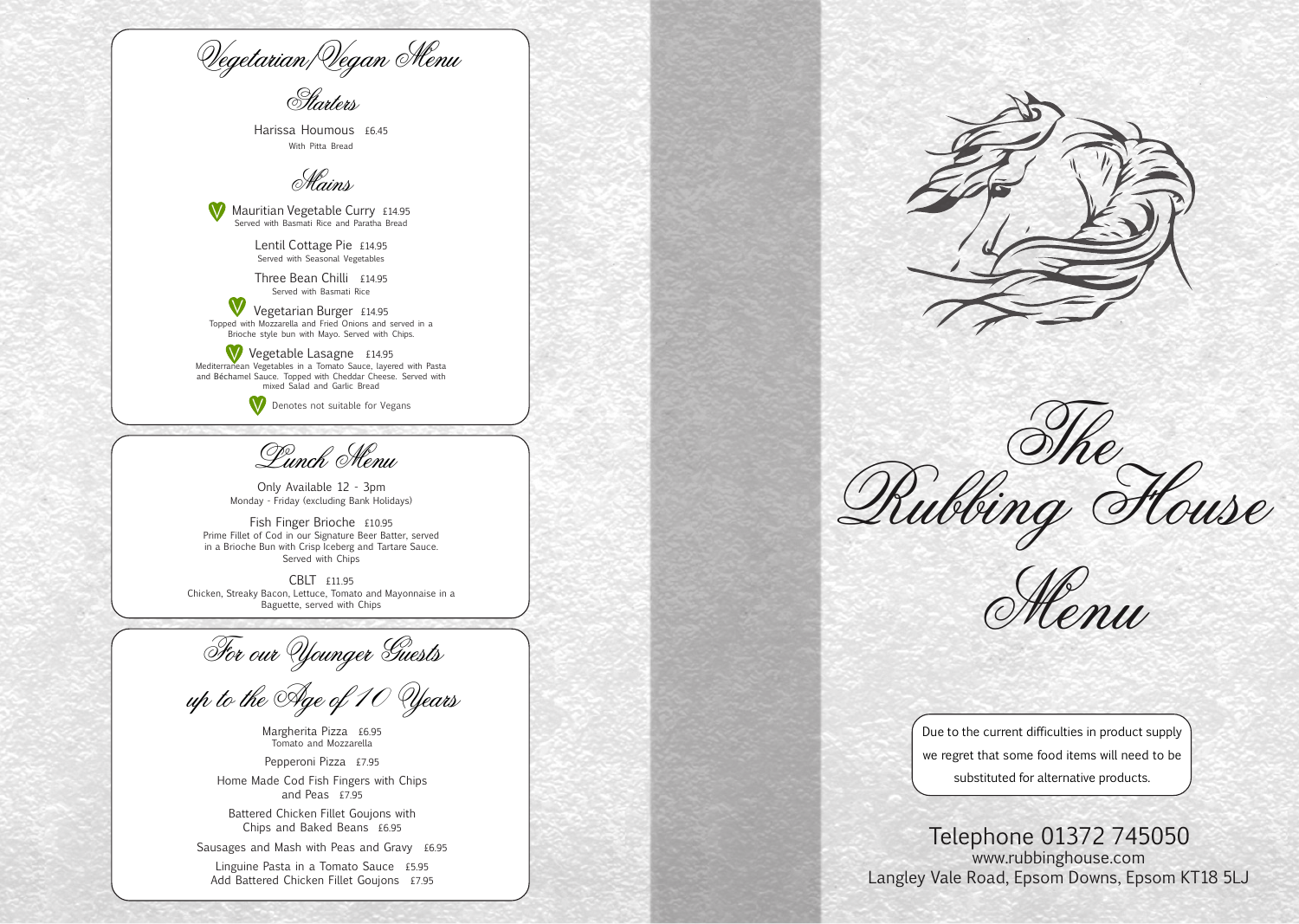# Vegetarian/Vegan Menu

## Starters

Harissa Houmous £6.45
With Pitta Bread

## Mains

V Mauritian Vegetable Curry £14.95
Served with Basmati Rice and Paratha Bread

Lentil Cottage Pie £14.95
Served with Seasonal Vegetables

Three Bean Chilli £14.95
Served with Basmati Rice

V Vegetarian Burger £14.95
Topped with Mozzarella and Fried Onions and served in a Brioche style bun with Mayo. Served with Chips.

V Vegetable Lasagne £14.95
Mediterranean Vegetables in a Tomato Sauce, layered with Pasta and Béchamel Sauce. Topped with Cheddar Cheese. Served with mixed Salad and Garlic Bread

V Denotes not suitable for Vegans

# Lunch Menu

Only Available 12 - 3pm
Monday - Friday (excluding Bank Holidays)

Fish Finger Brioche £10.95
Prime Fillet of Cod in our Signature Beer Batter, served in a Brioche Bun with Crisp Iceberg and Tartare Sauce. Served with Chips

CBLT £11.95
Chicken, Streaky Bacon, Lettuce, Tomato and Mayonnaise in a Baguette, served with Chips

# For our Younger Guests up to the Age of 10 Years

Margherita Pizza £6.95
Tomato and Mozzarella

Pepperoni Pizza £7.95

Home Made Cod Fish Fingers with Chips and Peas £7.95

Battered Chicken Fillet Goujons with Chips and Baked Beans £6.95

Sausages and Mash with Peas and Gravy £6.95

Linguine Pasta in a Tomato Sauce £5.95
Add Battered Chicken Fillet Goujons £7.95

# The Rubbing House Menu

Due to the current difficulties in product supply we regret that some food items will need to be substituted for alternative products.

Telephone 01372 745050
www.rubbinghouse.com
Langley Vale Road, Epsom Downs, Epsom KT18 5LJ